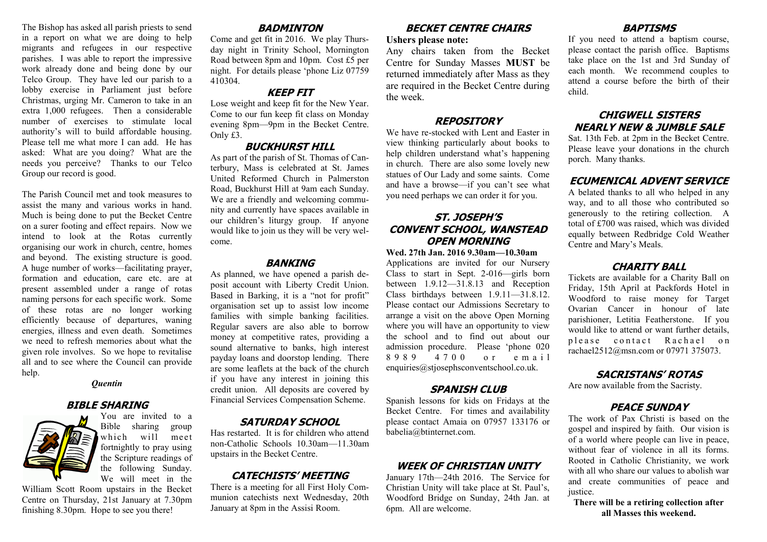The Bishop has asked all parish priests to send in a report on what we are doing to help migrants and refugees in our respective parishes. I was able to report the impressive work already done and being done by our Telco Group. They have led our parish to a lobby exercise in Parliament just before Christmas, urging Mr. Cameron to take in an extra 1,000 refugees. Then a considerable number of exercises to stimulate local authority's will to build affordable housing. Please tell me what more I can add. He has asked: What are you doing? What are the needs you perceive? Thanks to our Telco Group our record is good.

The Parish Council met and took measures to assist the many and various works in hand. Much is being done to put the Becket Centre on a surer footing and effect repairs. Now we intend to look at the Rotas currently organising our work in church, centre, homes and beyond. The existing structure is good. A huge number of works—facilitating prayer, formation and education, care etc. are at present assembled under a range of rotas naming persons for each specific work. Some of these rotas are no longer working efficiently because of departures, waning energies, illness and even death. Sometimes we need to refresh memories about what the given role involves. So we hope to revitalise all and to see where the Council can provide help.

*Quentin*

## BIBLE SHARING

You are invited to a Bible sharing group which will meet fortnightly to pray using the Scripture readings of the following Sunday. We will meet in the William Scott Room upstairs in the Becket Centre on Thursday, 21st January at 7.30pm finishing 8.30pm. Hope to see you there!

## BADMINTON

Come and get fit in 2016. We play Thursday night in Trinity School, Mornington Road between 8pm and 10pm. Cost £5 per night. For details please 'phone Liz 07759 410304.

## KEEP FIT

Lose weight and keep fit for the New Year. Come to our fun keep fit class on Monday evening 8pm—9pm in the Becket Centre. Only £3.

## BUCKHURST HILL

As part of the parish of St. Thomas of Canterbury, Mass is celebrated at St. James United Reformed Church in Palmerston Road, Buckhurst Hill at 9am each Sunday. We are a friendly and welcoming community and currently have spaces available in our children's liturgy group. If anyone would like to join us they will be very welcome.

## BANKING

As planned, we have opened a parish deposit account with Liberty Credit Union. Based in Barking, it is a "not for profit" organisation set up to assist low income families with simple banking facilities. Regular savers are also able to borrow money at competitive rates, providing a sound alternative to banks, high interest payday loans and doorstop lending. There are some leaflets at the back of the church if you have any interest in joining this credit union. All deposits are covered by Financial Services Compensation Scheme.

## SATURDAY SCHOOL

Has restarted. It is for children who attend non-Catholic Schools 10.30am—11.30am upstairs in the Becket Centre.

## CATECHISTS' MEETING

There is a meeting for all First Holy Communion catechists next Wednesday, 20th January at 8pm in the Assisi Room.

## BECKET CENTRE CHAIRS

**Ushers please note:**

Any chairs taken from the Becket Centre for Sunday Masses **MUST** be returned immediately after Mass as they are required in the Becket Centre during the week.

## REPOSITORY

We have re-stocked with Lent and Easter in view thinking particularly about books to help children understand what's happening in church. There are also some lovely new statues of Our Lady and some saints. Come and have a browse—if you can't see what you need perhaps we can order it for you.

## ST. JOSEPH'S CONVENT SCHOOL, WANSTEAD OPEN MORNING

**Wed. 27th Jan. 2016 9.30am—10.30am**

Applications are invited for our Nursery Class to start in Sept. 2-016—girls born between 1.9.12—31.8.13 and Reception Class birthdays between 1.9.11—31.8.12. Please contact our Admissions Secretary to arrange a visit on the above Open Morning where you will have an opportunity to view the school and to find out about our admission procedure. Please 'phone 020 8989 4700 or email enquiries@stjosephsconventschool.co.uk.

## SPANISH CLUB

Spanish lessons for kids on Fridays at the Becket Centre. For times and availability please contact Amaia on 07957 133176 or babelia@btinternet.com.

## WEEK OF CHRISTIAN UNITY

January 17th—24th 2016. The Service for Christian Unity will take place at St. Paul's, Woodford Bridge on Sunday, 24th Jan. at 6pm. All are welcome.

## BAPTISMS

If you need to attend a baptism course, please contact the parish office. Baptisms take place on the 1st and 3rd Sunday of each month. We recommend couples to attend a course before the birth of their child.

## CHIGWELL SISTERS NEARLY NEW & JUMBLE SALE

Sat. 13th Feb. at 2pm in the Becket Centre. Please leave your donations in the church porch. Many thanks.

## ECUMENICAL ADVENT SERVICE

A belated thanks to all who helped in any way, and to all those who contributed so generously to the retiring collection. A total of £700 was raised, which was divided equally between Redbridge Cold Weather Centre and Mary's Meals.

## CHARITY BALL

Tickets are available for a Charity Ball on Friday, 15th April at Packfords Hotel in Woodford to raise money for Target Ovarian Cancer in honour of late parishioner, Letitia Featherstone. If you would like to attend or want further details, please contact Rachael on rachael2512@msn.com or 07971 375073.

## SACRISTANS' ROTAS

Are now available from the Sacristy.

## PEACE SUNDAY

The work of Pax Christi is based on the gospel and inspired by faith. Our vision is of a world where people can live in peace, without fear of violence in all its forms. Rooted in Catholic Christianity, we work with all who share our values to abolish war and create communities of peace and justice.

**There will be a retiring collection after all Masses this weekend.**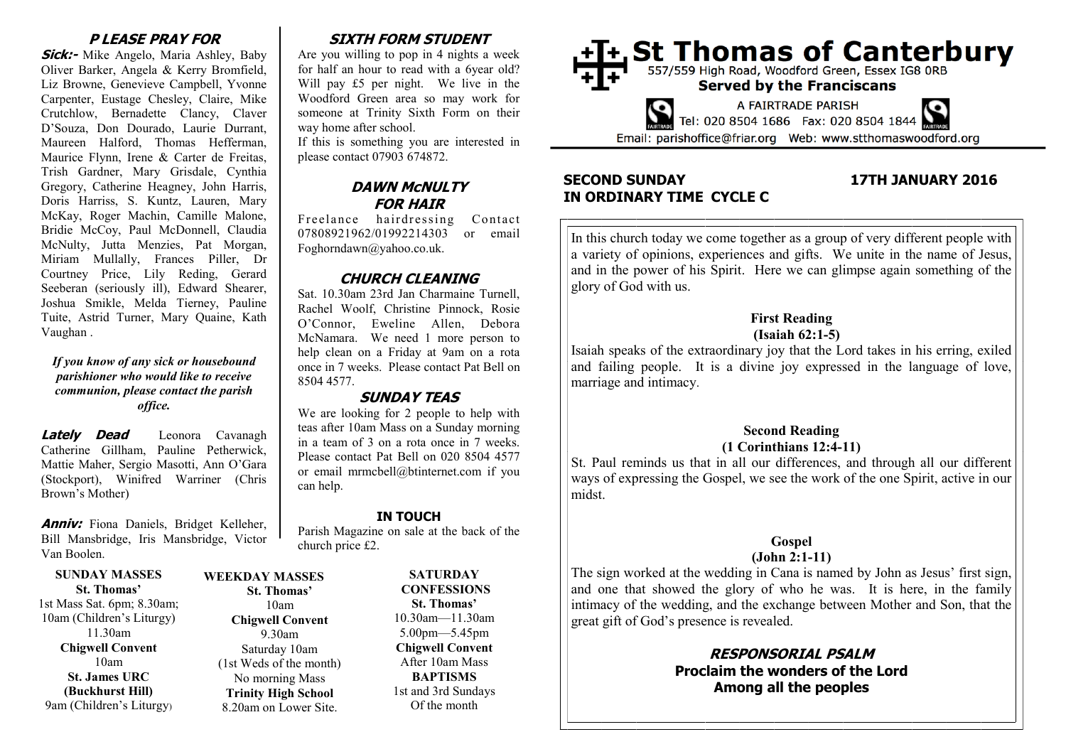# St Thomas of Canterbury

557/559 High Road, Woodford Green, Essex IG8 0RB

**Served by the Franciscans**

A FAIRTRADE PARISH

Tel: 020 8504 1686 Fax: 020 8504 1844

Email: parishoffice@friar.org Web: www.stthomaswoodford.org

## SECOND SUNDAY IN ORDINARY TIME CYCLE C

## 17TH JANUARY 2016

In this church today we come together as a group of very different people with a variety of opinions, experiences and gifts. We unite in the name of Jesus, and in the power of his Spirit. Here we can glimpse again something of the glory of God with us.

**First Reading**
**(Isaiah 62:1-5)**

Isaiah speaks of the extraordinary joy that the Lord takes in his erring, exiled and failing people. It is a divine joy expressed in the language of love, marriage and intimacy.

**Second Reading**
**(1 Corinthians 12:4-11)**

St. Paul reminds us that in all our differences, and through all our different ways of expressing the Gospel, we see the work of the one Spirit, active in our midst.

**Gospel**
**(John 2:1-11)**

The sign worked at the wedding in Cana is named by John as Jesus' first sign, and one that showed the glory of who he was. It is here, in the family intimacy of the wedding, and the exchange between Mother and Son, that the great gift of God's presence is revealed.

***RESPONSORIAL PSALM***

**Proclaim the wonders of the Lord**
**Among all the peoples**

## *PLEASE PRAY FOR*

***Sick:-*** Mike Angelo, Maria Ashley, Baby Oliver Barker, Angela & Kerry Bromfield, Liz Browne, Genevieve Campbell, Yvonne Carpenter, Eustage Chesley, Claire, Mike Crutchlow, Bernadette Clancy, Claver D'Souza, Don Dourado, Laurie Durrant, Maureen Halford, Thomas Hefferman, Maurice Flynn, Irene & Carter de Freitas, Trish Gardner, Mary Grisdale, Cynthia Gregory, Catherine Heagney, John Harris, Doris Harriss, S. Kuntz, Lauren, Mary McKay, Roger Machin, Camille Malone, Bridie McCoy, Paul McDonnell, Claudia McNulty, Jutta Menzies, Pat Morgan, Miriam Mullally, Frances Piller, Dr Courtney Price, Lily Reding, Gerard Seeberan (seriously ill), Edward Shearer, Joshua Smikle, Melda Tierney, Pauline Tuite, Astrid Turner, Mary Quaine, Kath Vaughan .

***If you know of any sick or housebound parishioner who would like to receive communion, please contact the parish office.***

***Lately Dead*** Leonora Cavanagh Catherine Gillham, Pauline Petherwick, Mattie Maher, Sergio Masotti, Ann O'Gara (Stockport), Winifred Warriner (Chris Brown's Mother)

***Anniv:*** Fiona Daniels, Bridget Kelleher, Bill Mansbridge, Iris Mansbridge, Victor Van Boolen.

## *SIXTH FORM STUDENT*

Are you willing to pop in 4 nights a week for half an hour to read with a 6year old? Will pay £5 per night. We live in the Woodford Green area so may work for someone at Trinity Sixth Form on their way home after school.

If this is something you are interested in please contact 07903 674872.

## *DAWN McNULTY FOR HAIR*

Freelance hairdressing Contact 07808921962/01992214303 or email Foghorndawn@yahoo.co.uk.

## *CHURCH CLEANING*

Sat. 10.30am 23rd Jan Charmaine Turnell, Rachel Woolf, Christine Pinnock, Rosie O'Connor, Eweline Allen, Debora McNamara. We need 1 more person to help clean on a Friday at 9am on a rota once in 7 weeks. Please contact Pat Bell on 8504 4577.

## *SUNDAY TEAS*

We are looking for 2 people to help with teas after 10am Mass on a Sunday morning in a team of 3 on a rota once in 7 weeks. Please contact Pat Bell on 020 8504 4577 or email mrmcbell@btinternet.com if you can help.

## IN TOUCH

Parish Magazine on sale at the back of the church price £2.

**SUNDAY MASSES**
**St. Thomas'**
1st Mass Sat. 6pm; 8.30am;
10am (Children's Liturgy)
11.30am
**Chigwell Convent**
10am
**St. James URC (Buckhurst Hill)**
9am (Children's Liturgy)

**WEEKDAY MASSES**
**St. Thomas'**
10am
**Chigwell Convent**
9.30am
Saturday 10am
(1st Weds of the month)
No morning Mass
**Trinity High School**
8.20am on Lower Site.

**SATURDAY CONFESSIONS**
**St. Thomas'**
10.30am—11.30am
5.00pm—5.45pm
**Chigwell Convent**
After 10am Mass
**BAPTISMS**
1st and 3rd Sundays
Of the month